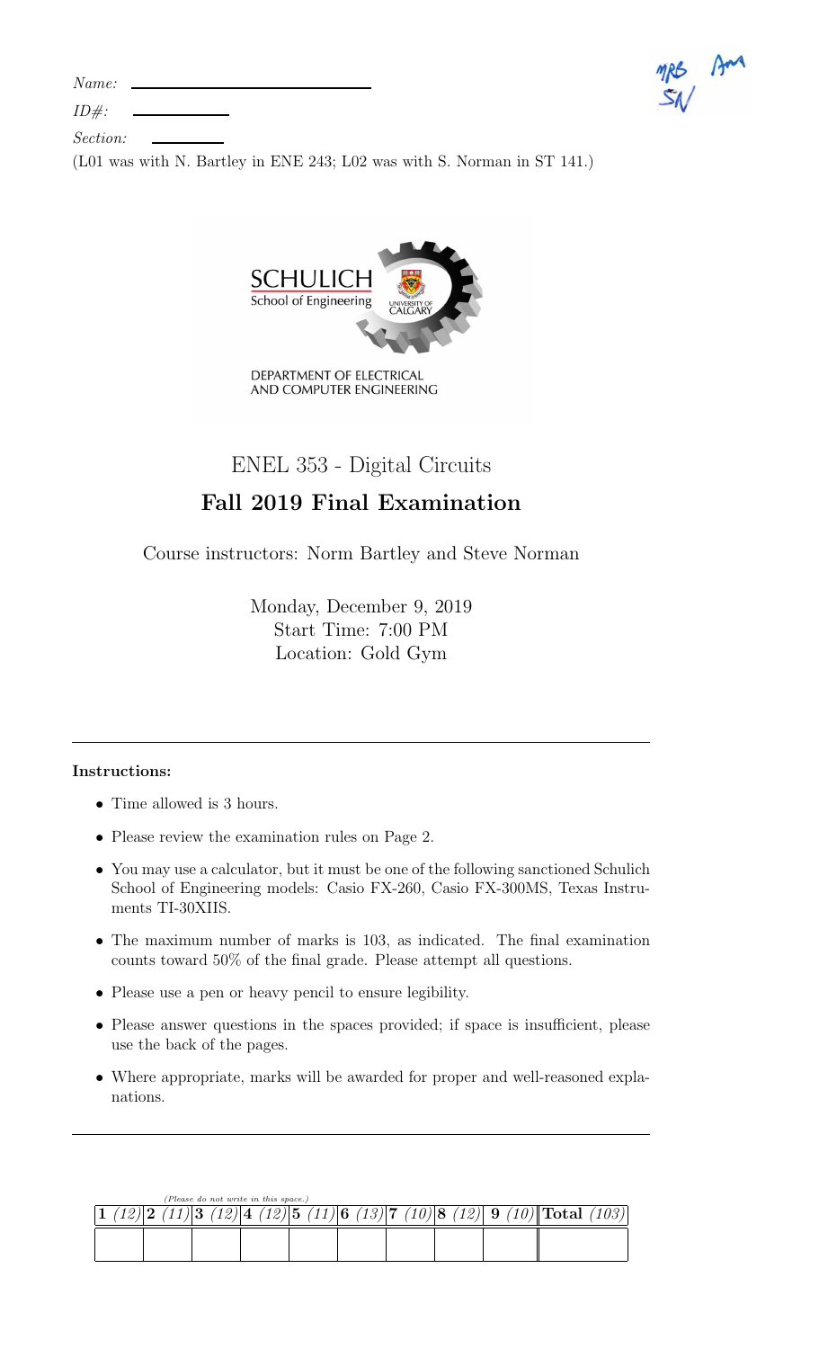*Name:* ______________________

*ID#:* __________

*Section:* ________

(L01 was with N. Bartley in ENE 243; L02 was with S. Norman in ST 141.)

MRB AM
SN

SCHULICH
School of Engineering
UNIVERSITY OF CALGARY

DEPARTMENT OF ELECTRICAL AND COMPUTER ENGINEERING

# ENEL 353 - Digital Circuits

## Fall 2019 Final Examination

Course instructors: Norm Bartley and Steve Norman

Monday, December 9, 2019
Start Time: 7:00 PM
Location: Gold Gym

---

**Instructions:**

- Time allowed is 3 hours.
- Please review the examination rules on Page 2.
- You may use a calculator, but it must be one of the following sanctioned Schulich School of Engineering models: Casio FX-260, Casio FX-300MS, Texas Instruments TI-30XIIS.
- The maximum number of marks is 103, as indicated. The final examination counts toward 50% of the final grade. Please attempt all questions.
- Please use a pen or heavy pencil to ensure legibility.
- Please answer questions in the spaces provided; if space is insufficient, please use the back of the pages.
- Where appropriate, marks will be awarded for proper and well-reasoned explanations.

---

*(Please do not write in this space.)*

| **1** *(12)* | **2** *(11)* | **3** *(12)* | **4** *(12)* | **5** *(11)* | **6** *(13)* | **7** *(10)* | **8** *(12)* | **9** *(10)* | **Total** *(103)* |
|---|---|---|---|---|---|---|---|---|---|
| | | | | | | | | | |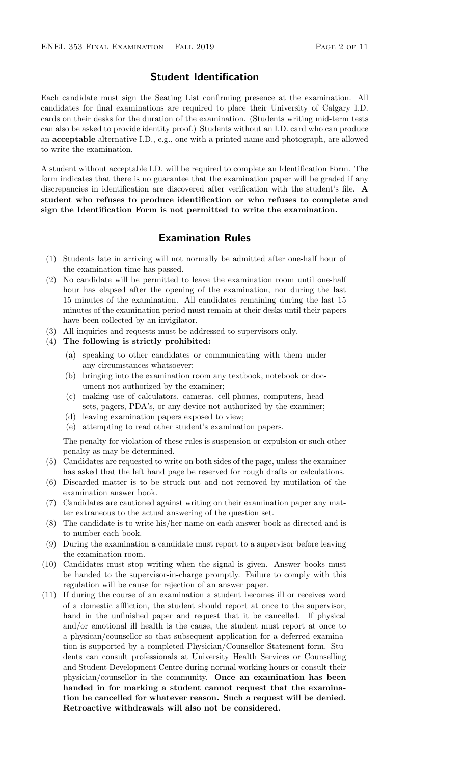## Student Identification

Each candidate must sign the Seating List confirming presence at the examination. All candidates for final examinations are required to place their University of Calgary I.D. cards on their desks for the duration of the examination. (Students writing mid-term tests can also be asked to provide identity proof.) Students without an I.D. card who can produce an **acceptable** alternative I.D., e.g., one with a printed name and photograph, are allowed to write the examination.

A student without acceptable I.D. will be required to complete an Identification Form. The form indicates that there is no guarantee that the examination paper will be graded if any discrepancies in identification are discovered after verification with the student's file. **A student who refuses to produce identification or who refuses to complete and sign the Identification Form is not permitted to write the examination.**

## Examination Rules

(1) Students late in arriving will not normally be admitted after one-half hour of the examination time has passed.

(2) No candidate will be permitted to leave the examination room until one-half hour has elapsed after the opening of the examination, nor during the last 15 minutes of the examination. All candidates remaining during the last 15 minutes of the examination period must remain at their desks until their papers have been collected by an invigilator.

(3) All inquiries and requests must be addressed to supervisors only.

(4) **The following is strictly prohibited:**

   (a) speaking to other candidates or communicating with them under any circumstances whatsoever;

   (b) bringing into the examination room any textbook, notebook or document not authorized by the examiner;

   (c) making use of calculators, cameras, cell-phones, computers, headsets, pagers, PDA's, or any device not authorized by the examiner;

   (d) leaving examination papers exposed to view;

   (e) attempting to read other student's examination papers.

   The penalty for violation of these rules is suspension or expulsion or such other penalty as may be determined.

(5) Candidates are requested to write on both sides of the page, unless the examiner has asked that the left hand page be reserved for rough drafts or calculations.

(6) Discarded matter is to be struck out and not removed by mutilation of the examination answer book.

(7) Candidates are cautioned against writing on their examination paper any matter extraneous to the actual answering of the question set.

(8) The candidate is to write his/her name on each answer book as directed and is to number each book.

(9) During the examination a candidate must report to a supervisor before leaving the examination room.

(10) Candidates must stop writing when the signal is given. Answer books must be handed to the supervisor-in-charge promptly. Failure to comply with this regulation will be cause for rejection of an answer paper.

(11) If during the course of an examination a student becomes ill or receives word of a domestic affliction, the student should report at once to the supervisor, hand in the unfinished paper and request that it be cancelled. If physical and/or emotional ill health is the cause, the student must report at once to a physican/counsellor so that subsequent application for a deferred examination is supported by a completed Physician/Counsellor Statement form. Students can consult professionals at University Health Services or Counselling and Student Development Centre during normal working hours or consult their physician/counsellor in the community. **Once an examination has been handed in for marking a student cannot request that the examination be cancelled for whatever reason. Such a request will be denied. Retroactive withdrawals will also not be considered.**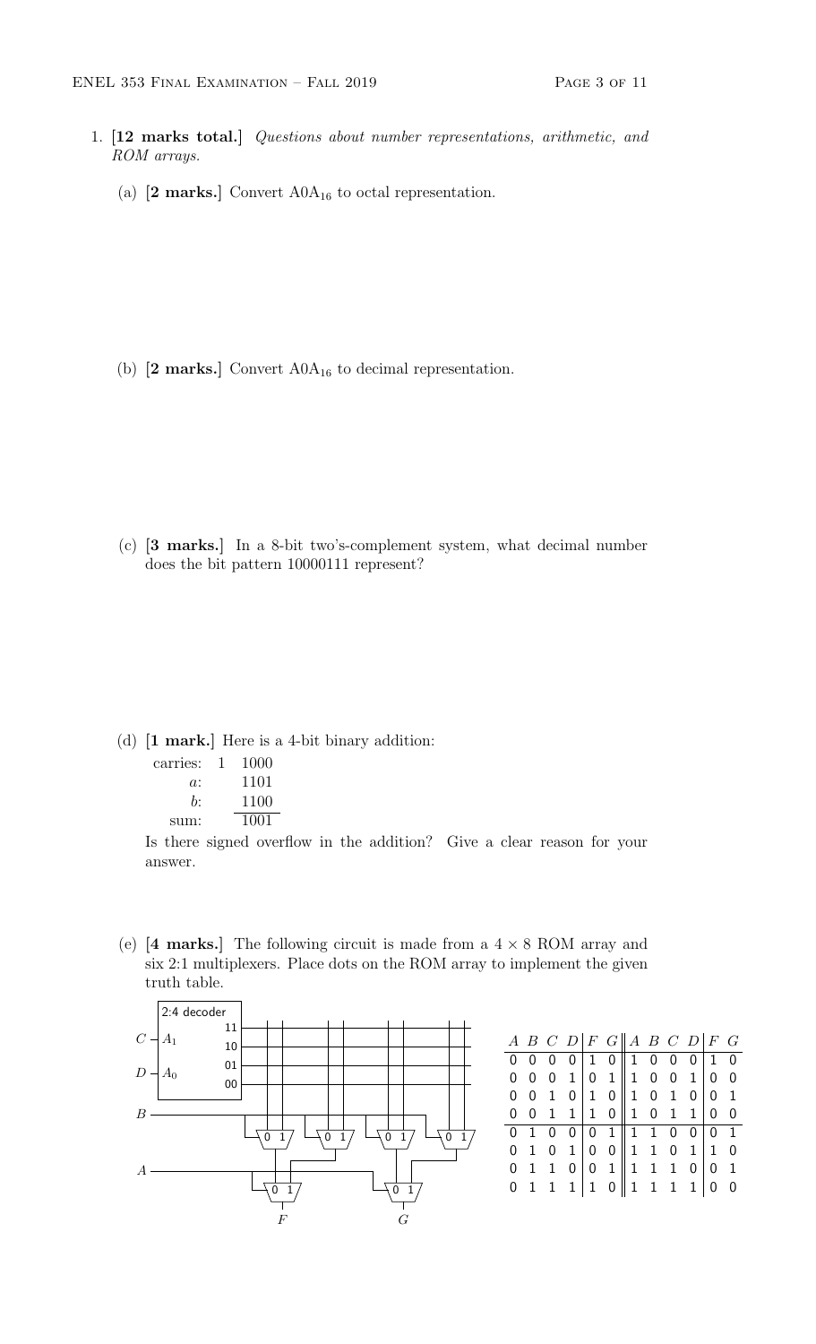1. **[12 marks total.]** *Questions about number representations, arithmetic, and ROM arrays.*

   (a) **[2 marks.]** Convert $\mathrm{A0A}_{16}$ to octal representation.

   (b) **[2 marks.]** Convert $\mathrm{A0A}_{16}$ to decimal representation.

   (c) **[3 marks.]** In a 8-bit two's-complement system, what decimal number does the bit pattern 10000111 represent?

   (d) **[1 mark.]** Here is a 4-bit binary addition:

   ```
   carries: 1  1000
         a:    1101
         b:    1100
              -----
       sum:    1001
   ```

   Is there signed overflow in the addition? Give a clear reason for your answer.

   (e) **[4 marks.]** The following circuit is made from a $4 \times 8$ ROM array and six 2:1 multiplexers. Place dots on the ROM array to implement the given truth table.

| $A$ | $B$ | $C$ | $D$ | $F$ | $G$ | $A$ | $B$ | $C$ | $D$ | $F$ | $G$ |
|---|---|---|---|---|---|---|---|---|---|---|---|
| 0 | 0 | 0 | 0 | 1 | 0 | 1 | 0 | 0 | 0 | 1 | 0 |
| 0 | 0 | 0 | 1 | 0 | 1 | 1 | 0 | 0 | 1 | 0 | 0 |
| 0 | 0 | 1 | 0 | 1 | 0 | 1 | 0 | 1 | 0 | 0 | 1 |
| 0 | 0 | 1 | 1 | 1 | 0 | 1 | 0 | 1 | 1 | 0 | 0 |
| 0 | 1 | 0 | 0 | 0 | 1 | 1 | 1 | 0 | 0 | 0 | 1 |
| 0 | 1 | 0 | 1 | 0 | 0 | 1 | 1 | 0 | 1 | 1 | 0 |
| 0 | 1 | 1 | 0 | 0 | 1 | 1 | 1 | 1 | 0 | 0 | 1 |
| 0 | 1 | 1 | 1 | 1 | 0 | 1 | 1 | 1 | 1 | 0 | 0 |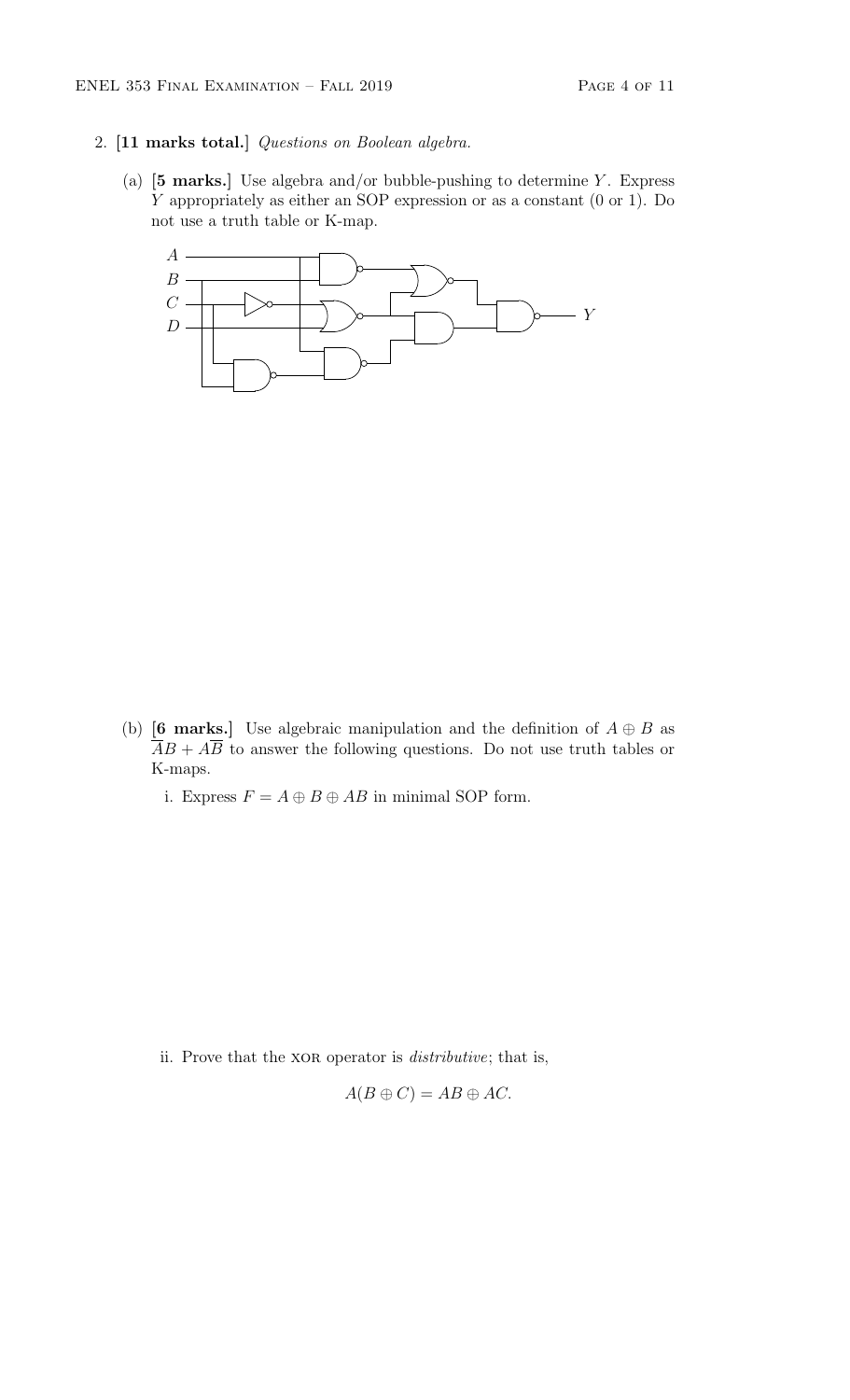2. **[11 marks total.]** *Questions on Boolean algebra.*

   (a) **[5 marks.]** Use algebra and/or bubble-pushing to determine $Y$. Express $Y$ appropriately as either an SOP expression or as a constant (0 or 1). Do not use a truth table or K-map.

   (b) **[6 marks.]** Use algebraic manipulation and the definition of $A \oplus B$ as $\overline{A}B + A\overline{B}$ to answer the following questions. Do not use truth tables or K-maps.

      i. Express $F = A \oplus B \oplus AB$ in minimal SOP form.

      ii. Prove that the XOR operator is *distributive*; that is,

$$A(B \oplus C) = AB \oplus AC.$$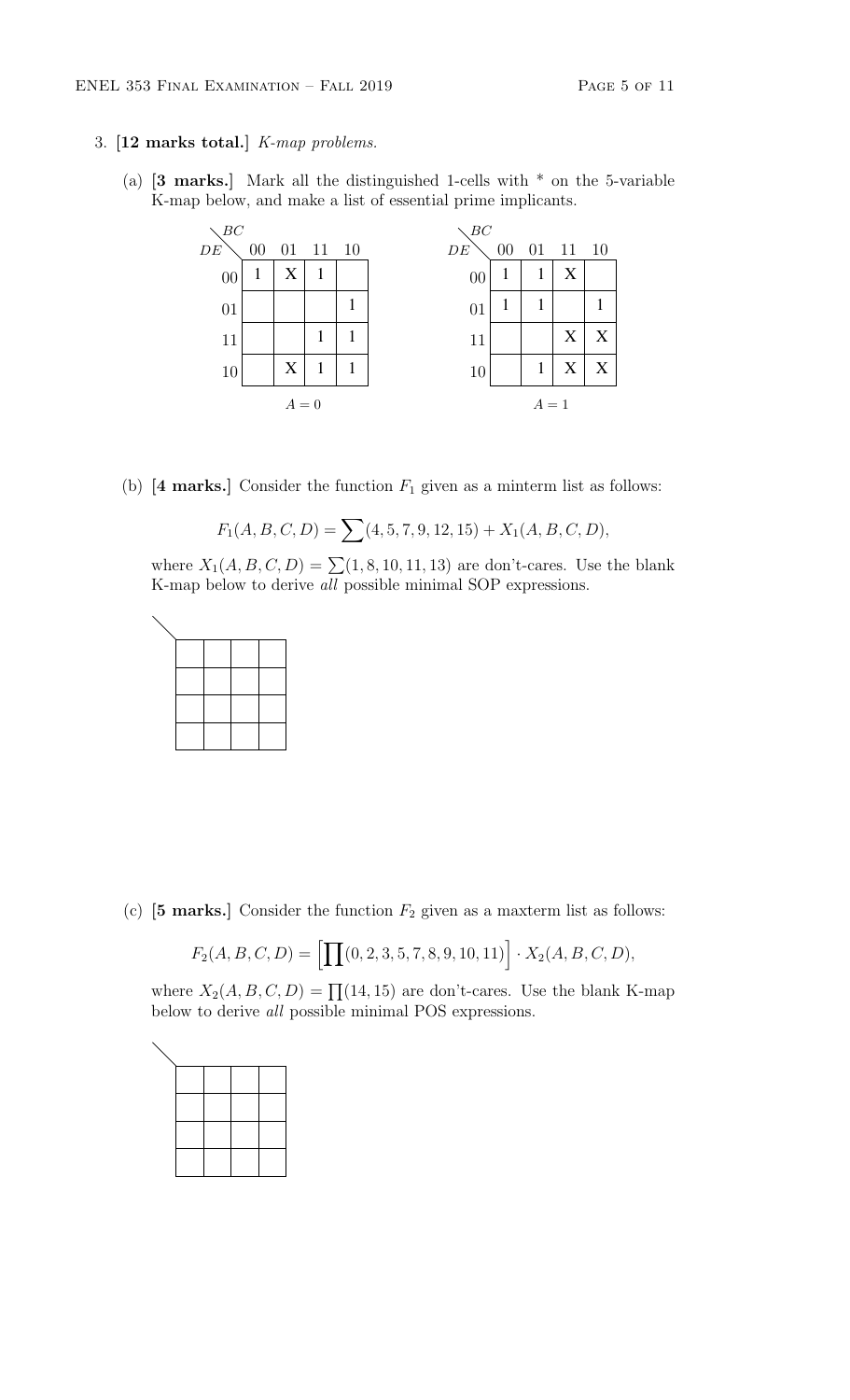3. **[12 marks total.]** *K-map problems.*

   (a) **[3 marks.]** Mark all the distinguished 1-cells with * on the 5-variable K-map below, and make a list of essential prime implicants.

$A = 0$

| DE \ BC | 00 | 01 | 11 | 10 |
|---|---|---|---|---|
| 00 | 1 | X | 1 | |
| 01 | | | | 1 |
| 11 | | | 1 | 1 |
| 10 | | X | 1 | 1 |

$A = 1$

| DE \ BC | 00 | 01 | 11 | 10 |
|---|---|---|---|---|
| 00 | 1 | 1 | X | |
| 01 | 1 | 1 | | 1 |
| 11 | | | X | X |
| 10 | | 1 | X | X |

   (b) **[4 marks.]** Consider the function $F_1$ given as a minterm list as follows:

$$F_1(A,B,C,D) = \sum(4,5,7,9,12,15) + X_1(A,B,C,D),$$

   where $X_1(A,B,C,D) = \sum(1,8,10,11,13)$ are don't-cares. Use the blank K-map below to derive *all* possible minimal SOP expressions.

| | | | |
|---|---|---|---|
| | | | |
| | | | |
| | | | |
| | | | |

   (c) **[5 marks.]** Consider the function $F_2$ given as a maxterm list as follows:

$$F_2(A,B,C,D) = \left[\prod(0,2,3,5,7,8,9,10,11)\right] \cdot X_2(A,B,C,D),$$

   where $X_2(A,B,C,D) = \prod(14,15)$ are don't-cares. Use the blank K-map below to derive *all* possible minimal POS expressions.

| | | | |
|---|---|---|---|
| | | | |
| | | | |
| | | | |
| | | | |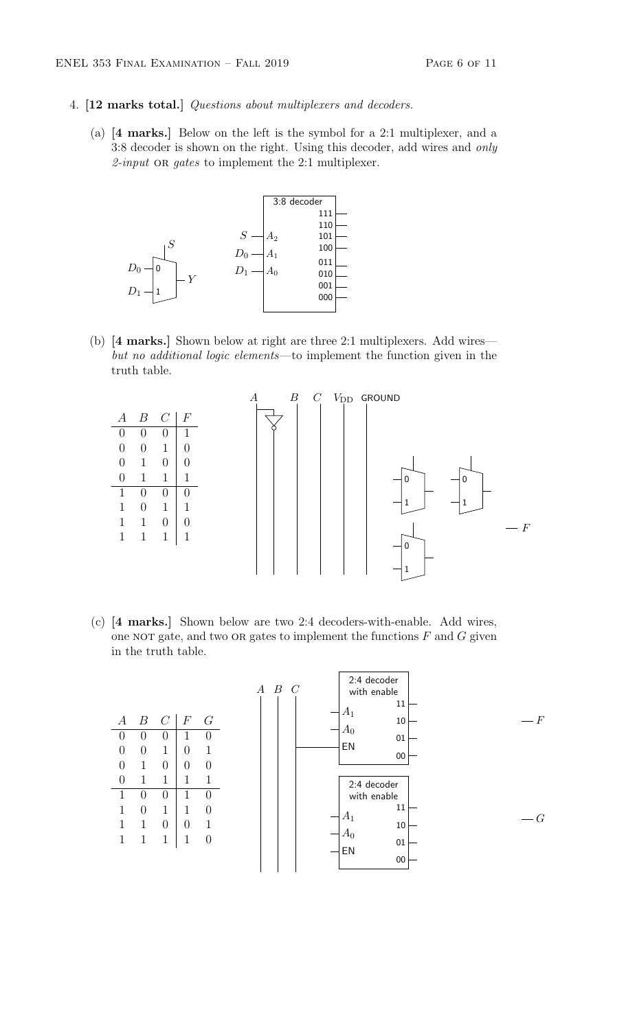4. **[12 marks total.]** *Questions about multiplexers and decoders.*

   (a) **[4 marks.]** Below on the left is the symbol for a 2:1 multiplexer, and a 3:8 decoder is shown on the right. Using this decoder, add wires and *only 2-input* OR *gates* to implement the 2:1 multiplexer.

   (b) **[4 marks.]** Shown below at right are three 2:1 multiplexers. Add wires—*but no additional logic elements*—to implement the function given in the truth table.

| $A$ | $B$ | $C$ | $F$ |
|---|---|---|---|
| 0 | 0 | 0 | 1 |
| 0 | 0 | 1 | 0 |
| 0 | 1 | 0 | 0 |
| 0 | 1 | 1 | 1 |
| 1 | 0 | 0 | 0 |
| 1 | 0 | 1 | 1 |
| 1 | 1 | 0 | 0 |
| 1 | 1 | 1 | 1 |

   (c) **[4 marks.]** Shown below are two 2:4 decoders-with-enable. Add wires, one NOT gate, and two OR gates to implement the functions $F$ and $G$ given in the truth table.

| $A$ | $B$ | $C$ | $F$ | $G$ |
|---|---|---|---|---|
| 0 | 0 | 0 | 1 | 0 |
| 0 | 0 | 1 | 0 | 1 |
| 0 | 1 | 0 | 0 | 0 |
| 0 | 1 | 1 | 1 | 1 |
| 1 | 0 | 0 | 1 | 0 |
| 1 | 0 | 1 | 1 | 0 |
| 1 | 1 | 0 | 0 | 1 |
| 1 | 1 | 1 | 1 | 0 |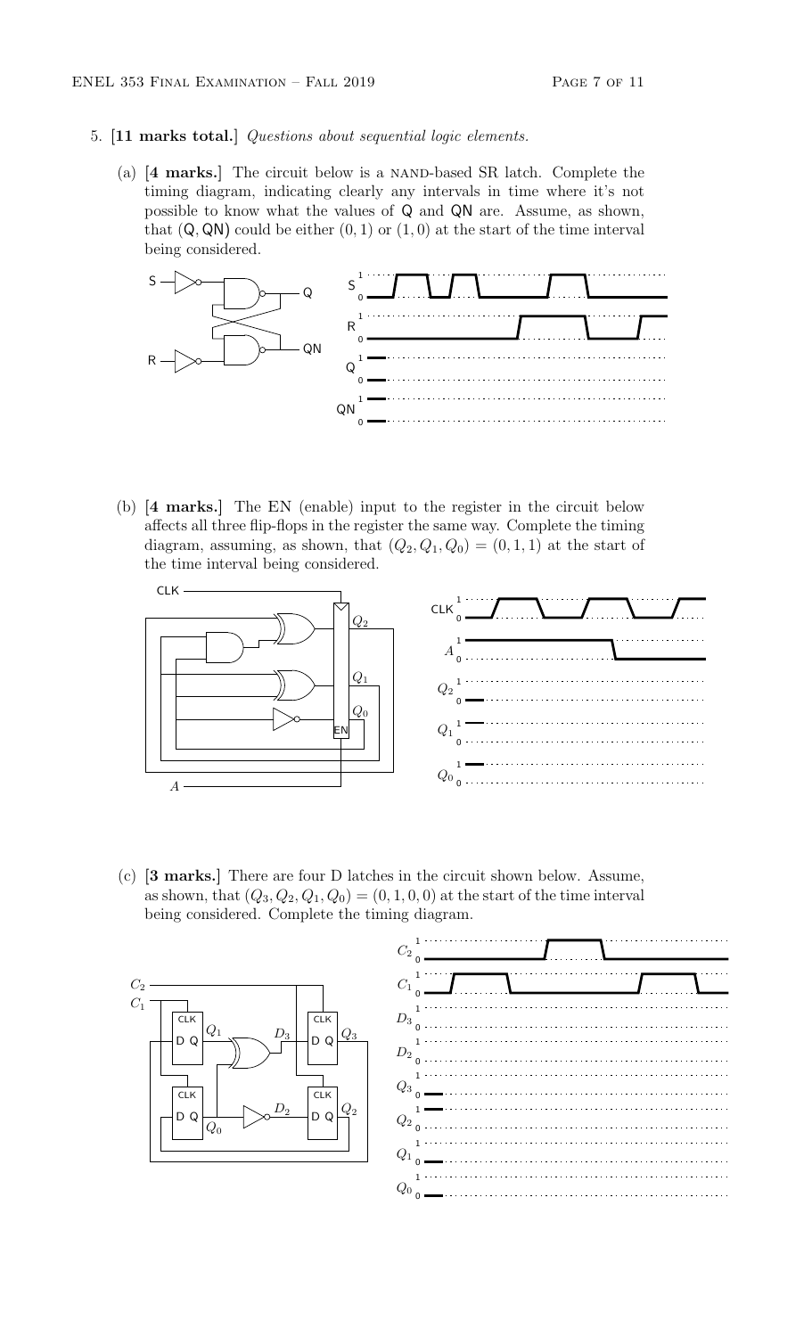5. **[11 marks total.]** *Questions about sequential logic elements.*

   (a) **[4 marks.]** The circuit below is a NAND-based SR latch. Complete the timing diagram, indicating clearly any intervals in time where it's not possible to know what the values of Q and QN are. Assume, as shown, that (Q, QN) could be either (0, 1) or (1, 0) at the start of the time interval being considered.

   (b) **[4 marks.]** The EN (enable) input to the register in the circuit below affects all three flip-flops in the register the same way. Complete the timing diagram, assuming, as shown, that $(Q_2, Q_1, Q_0) = (0, 1, 1)$ at the start of the time interval being considered.

   (c) **[3 marks.]** There are four D latches in the circuit shown below. Assume, as shown, that $(Q_3, Q_2, Q_1, Q_0) = (0, 1, 0, 0)$ at the start of the time interval being considered. Complete the timing diagram.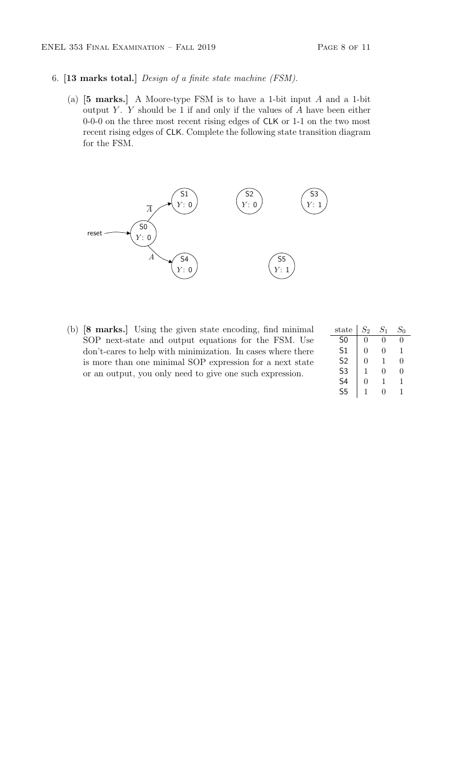6. **[13 marks total.]** *Design of a finite state machine (FSM).*

   (a) **[5 marks.]** A Moore-type FSM is to have a 1-bit input $A$ and a 1-bit output $Y$. $Y$ should be 1 if and only if the values of $A$ have been either 0-0-0 on the three most recent rising edges of CLK or 1-1 on the two most recent rising edges of CLK. Complete the following state transition diagram for the FSM.

   reset → S0 ($Y$: 0)

   S0 —$\overline{A}$→ S1 ($Y$: 0)

   S0 —$A$→ S4 ($Y$: 0)

   S2 ($Y$: 0)

   S3 ($Y$: 1)

   S5 ($Y$: 1)

   (b) **[8 marks.]** Using the given state encoding, find minimal SOP next-state and output equations for the FSM. Use don't-cares to help with minimization. In cases where there is more than one minimal SOP expression for a next state or an output, you only need to give one such expression.

| state | $S_2$ | $S_1$ | $S_0$ |
|---|---|---|---|
| S0 | 0 | 0 | 0 |
| S1 | 0 | 0 | 1 |
| S2 | 0 | 1 | 0 |
| S3 | 1 | 0 | 0 |
| S4 | 0 | 1 | 1 |
| S5 | 1 | 0 | 1 |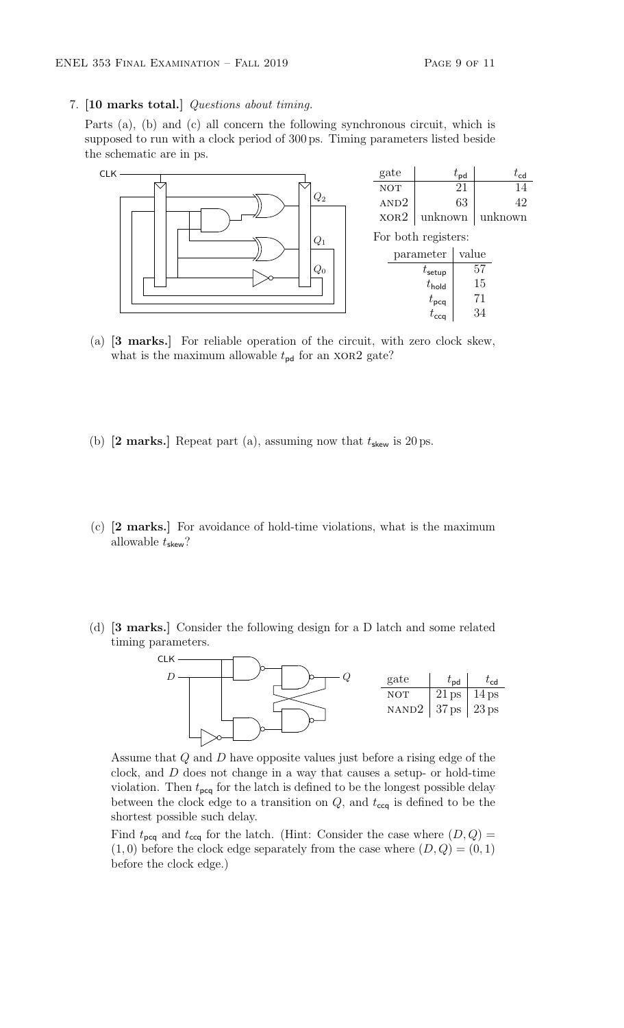7. **[10 marks total.]** *Questions about timing.*

Parts (a), (b) and (c) all concern the following synchronous circuit, which is supposed to run with a clock period of 300 ps. Timing parameters listed beside the schematic are in ps.

| gate | $t_{pd}$ | $t_{cd}$ |
|---|---|---|
| NOT | 21 | 14 |
| AND2 | 63 | 42 |
| XOR2 | unknown | unknown |

For both registers:

| parameter | value |
|---|---|
| $t_{setup}$ | 57 |
| $t_{hold}$ | 15 |
| $t_{pcq}$ | 71 |
| $t_{ccq}$ | 34 |

(a) **[3 marks.]** For reliable operation of the circuit, with zero clock skew, what is the maximum allowable $t_{pd}$ for an XOR2 gate?

(b) **[2 marks.]** Repeat part (a), assuming now that $t_{skew}$ is 20 ps.

(c) **[2 marks.]** For avoidance of hold-time violations, what is the maximum allowable $t_{skew}$?

(d) **[3 marks.]** Consider the following design for a D latch and some related timing parameters.

| gate | $t_{pd}$ | $t_{cd}$ |
|---|---|---|
| NOT | 21 ps | 14 ps |
| NAND2 | 37 ps | 23 ps |

Assume that $Q$ and $D$ have opposite values just before a rising edge of the clock, and $D$ does not change in a way that causes a setup- or hold-time violation. Then $t_{pcq}$ for the latch is defined to be the longest possible delay between the clock edge to a transition on $Q$, and $t_{ccq}$ is defined to be the shortest possible such delay.

Find $t_{pcq}$ and $t_{ccq}$ for the latch. (Hint: Consider the case where $(D, Q) = (1, 0)$ before the clock edge separately from the case where $(D, Q) = (0, 1)$ before the clock edge.)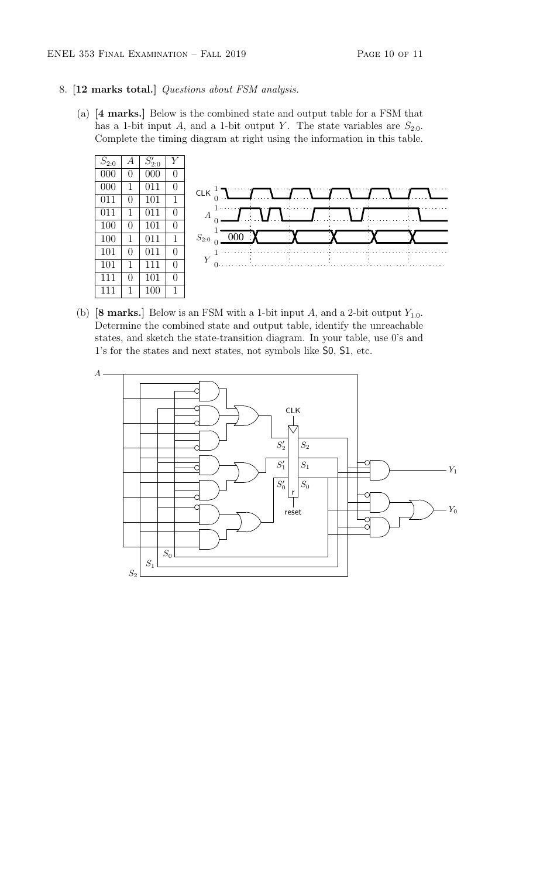8. **[12 marks total.]** *Questions about FSM analysis.*

   (a) **[4 marks.]** Below is the combined state and output table for a FSM that has a 1-bit input $A$, and a 1-bit output $Y$. The state variables are $S_{2:0}$. Complete the timing diagram at right using the information in this table.

| $S_{2:0}$ | $A$ | $S'_{2:0}$ | $Y$ |
|---|---|---|---|
| 000 | 0 | 000 | 0 |
| 000 | 1 | 011 | 0 |
| 011 | 0 | 101 | 1 |
| 011 | 1 | 011 | 0 |
| 100 | 0 | 101 | 0 |
| 100 | 1 | 011 | 1 |
| 101 | 0 | 011 | 0 |
| 101 | 1 | 111 | 0 |
| 111 | 0 | 101 | 0 |
| 111 | 1 | 100 | 1 |

   (b) **[8 marks.]** Below is an FSM with a 1-bit input $A$, and a 2-bit output $Y_{1:0}$. Determine the combined state and output table, identify the unreachable states, and sketch the state-transition diagram. In your table, use 0's and 1's for the states and next states, not symbols like S0, S1, etc.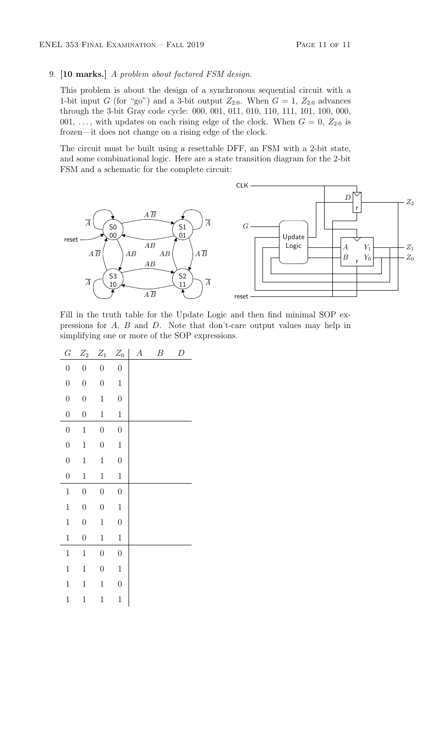9. **[10 marks.]** *A problem about factored FSM design.*

This problem is about the design of a synchronous sequential circuit with a 1-bit input $G$ (for "go") and a 3-bit output $Z_{2:0}$. When $G = 1$, $Z_{2:0}$ advances through the 3-bit Gray code cycle: 000, 001, 011, 010, 110, 111, 101, 100, 000, 001, ..., with updates on each rising edge of the clock. When $G = 0$, $Z_{2:0}$ is frozen—it does not change on a rising edge of the clock.

The circuit must be built using a resettable DFF, an FSM with a 2-bit state, and some combinational logic. Here are a state transition diagram for the 2-bit FSM and a schematic for the complete circuit:

S0
00
S1
01
S2
11
S3
10
reset
$\overline{A}$
$A\overline{B}$
$AB$

CLK
$D$
r
$Z_2$
$G$
Update Logic
$A$
$B$
$Y_1$
$Y_0$
r
$Z_1$
$Z_0$
reset

Fill in the truth table for the Update Logic and then find minimal SOP expressions for $A$, $B$ and $D$. Note that don't-care output values may help in simplifying one or more of the SOP expressions.

| $G$ | $Z_2$ | $Z_1$ | $Z_0$ | $A$ | $B$ | $D$ |
|---|---|---|---|---|---|---|
| 0 | 0 | 0 | 0 | | | |
| 0 | 0 | 0 | 1 | | | |
| 0 | 0 | 1 | 0 | | | |
| 0 | 0 | 1 | 1 | | | |
| 0 | 1 | 0 | 0 | | | |
| 0 | 1 | 0 | 1 | | | |
| 0 | 1 | 1 | 0 | | | |
| 0 | 1 | 1 | 1 | | | |
| 1 | 0 | 0 | 0 | | | |
| 1 | 0 | 0 | 1 | | | |
| 1 | 0 | 1 | 0 | | | |
| 1 | 0 | 1 | 1 | | | |
| 1 | 1 | 0 | 0 | | | |
| 1 | 1 | 0 | 1 | | | |
| 1 | 1 | 1 | 0 | | | |
| 1 | 1 | 1 | 1 | | | |